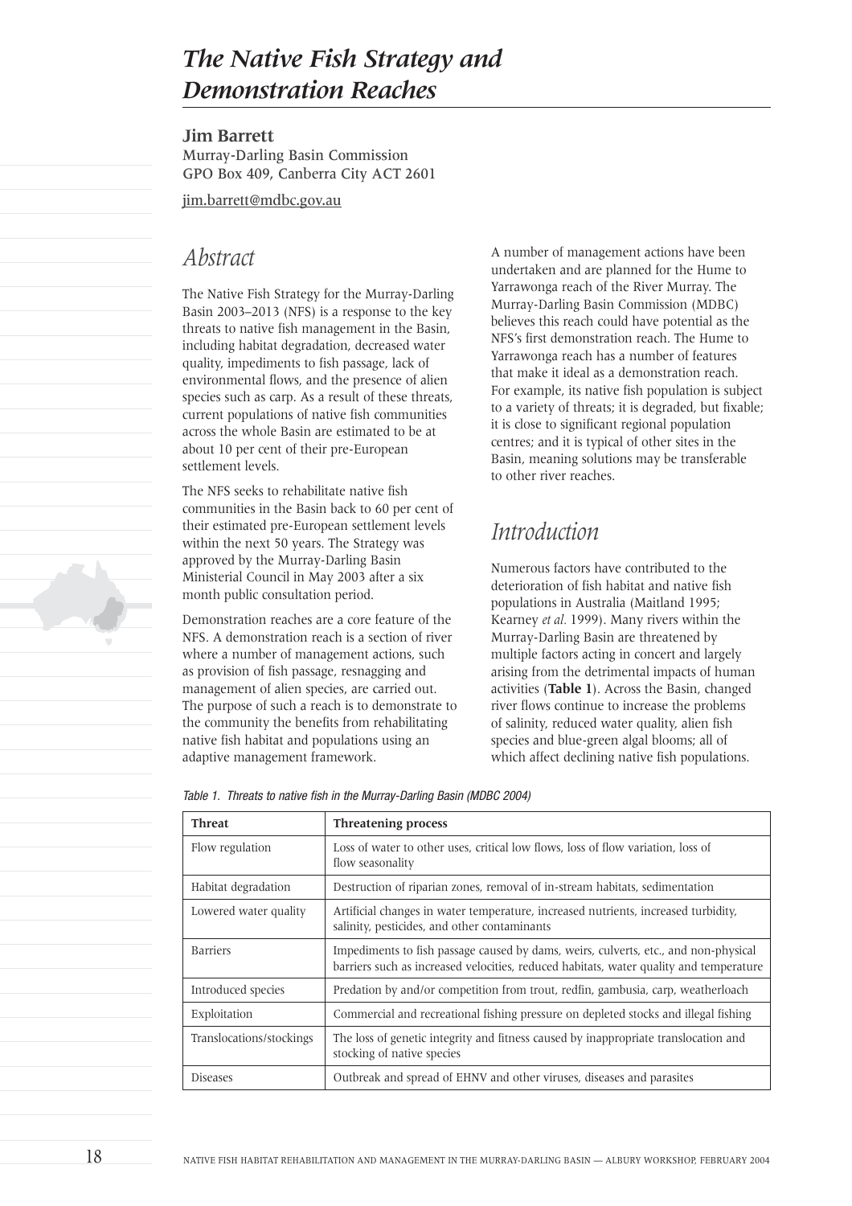# The Native Fish Strategy and Demonstration Reaches

**Jim Barrett**

Murray-Darling Basin Commission
GPO Box 409, Canberra City ACT 2601

jim.barrett@mdbc.gov.au

## Abstract

The Native Fish Strategy for the Murray-Darling Basin 2003–2013 (NFS) is a response to the key threats to native fish management in the Basin, including habitat degradation, decreased water quality, impediments to fish passage, lack of environmental flows, and the presence of alien species such as carp. As a result of these threats, current populations of native fish communities across the whole Basin are estimated to be at about 10 per cent of their pre-European settlement levels.

The NFS seeks to rehabilitate native fish communities in the Basin back to 60 per cent of their estimated pre-European settlement levels within the next 50 years. The Strategy was approved by the Murray-Darling Basin Ministerial Council in May 2003 after a six month public consultation period.

Demonstration reaches are a core feature of the NFS. A demonstration reach is a section of river where a number of management actions, such as provision of fish passage, resnagging and management of alien species, are carried out. The purpose of such a reach is to demonstrate to the community the benefits from rehabilitating native fish habitat and populations using an adaptive management framework.

A number of management actions have been undertaken and are planned for the Hume to Yarrawonga reach of the River Murray. The Murray-Darling Basin Commission (MDBC) believes this reach could have potential as the NFS's first demonstration reach. The Hume to Yarrawonga reach has a number of features that make it ideal as a demonstration reach. For example, its native fish population is subject to a variety of threats; it is degraded, but fixable; it is close to significant regional population centres; and it is typical of other sites in the Basin, meaning solutions may be transferable to other river reaches.

## Introduction

Numerous factors have contributed to the deterioration of fish habitat and native fish populations in Australia (Maitland 1995; Kearney *et al.* 1999). Many rivers within the Murray-Darling Basin are threatened by multiple factors acting in concert and largely arising from the detrimental impacts of human activities (**Table 1**). Across the Basin, changed river flows continue to increase the problems of salinity, reduced water quality, alien fish species and blue-green algal blooms; all of which affect declining native fish populations.

*Table 1. Threats to native fish in the Murray-Darling Basin (MDBC 2004)*

| Threat | Threatening process |
|---|---|
| Flow regulation | Loss of water to other uses, critical low flows, loss of flow variation, loss of flow seasonality |
| Habitat degradation | Destruction of riparian zones, removal of in-stream habitats, sedimentation |
| Lowered water quality | Artificial changes in water temperature, increased nutrients, increased turbidity, salinity, pesticides, and other contaminants |
| Barriers | Impediments to fish passage caused by dams, weirs, culverts, etc., and non-physical barriers such as increased velocities, reduced habitats, water quality and temperature |
| Introduced species | Predation by and/or competition from trout, redfin, gambusia, carp, weatherloach |
| Exploitation | Commercial and recreational fishing pressure on depleted stocks and illegal fishing |
| Translocations/stockings | The loss of genetic integrity and fitness caused by inappropriate translocation and stocking of native species |
| Diseases | Outbreak and spread of EHNV and other viruses, diseases and parasites |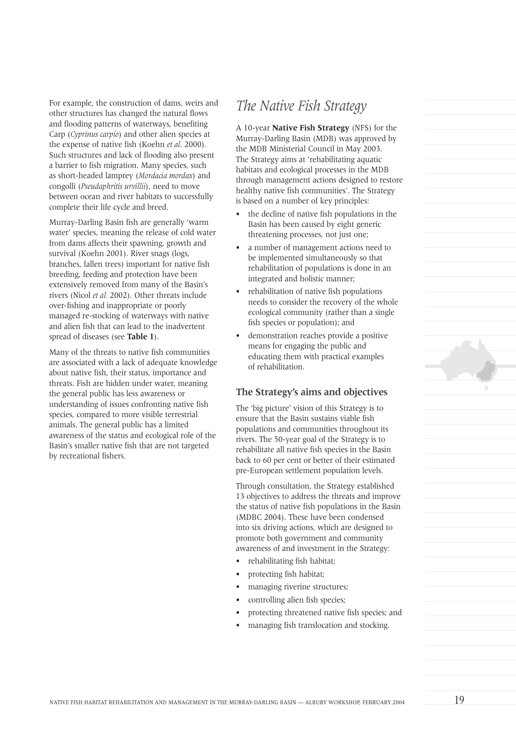For example, the construction of dams, weirs and other structures has changed the natural flows and flooding patterns of waterways, benefiting Carp (*Cyprinus carpio*) and other alien species at the expense of native fish (Koehn *et al*. 2000). Such structures and lack of flooding also present a barrier to fish migration. Many species, such as short-headed lamprey (*Mordacia mordax*) and congolli (*Pseudaphritis urvillii*), need to move between ocean and river habitats to successfully complete their life cycle and breed.

Murray-Darling Basin fish are generally 'warm water' species, meaning the release of cold water from dams affects their spawning, growth and survival (Koehn 2001). River snags (logs, branches, fallen trees) important for native fish breeding, feeding and protection have been extensively removed from many of the Basin's rivers (Nicol *et al.* 2002). Other threats include over-fishing and inappropriate or poorly managed re-stocking of waterways with native and alien fish that can lead to the inadvertent spread of diseases (see **Table 1**).

Many of the threats to native fish communities are associated with a lack of adequate knowledge about native fish, their status, importance and threats. Fish are hidden under water, meaning the general public has less awareness or understanding of issues confronting native fish species, compared to more visible terrestrial animals. The general public has a limited awareness of the status and ecological role of the Basin's smaller native fish that are not targeted by recreational fishers.

# *The Native Fish Strategy*

A 10-year **Native Fish Strategy** (NFS) for the Murray-Darling Basin (MDB) was approved by the MDB Ministerial Council in May 2003. The Strategy aims at 'rehabilitating aquatic habitats and ecological processes in the MDB through management actions designed to restore healthy native fish communities'. The Strategy is based on a number of key principles:

- the decline of native fish populations in the Basin has been caused by eight generic threatening processes, not just one;
- a number of management actions need to be implemented simultaneously so that rehabilitation of populations is done in an integrated and holistic manner;
- rehabilitation of native fish populations needs to consider the recovery of the whole ecological community (rather than a single fish species or population); and
- demonstration reaches provide a positive means for engaging the public and educating them with practical examples of rehabilitation.

## The Strategy's aims and objectives

The 'big picture' vision of this Strategy is to ensure that the Basin sustains viable fish populations and communities throughout its rivers. The 50-year goal of the Strategy is to rehabilitate all native fish species in the Basin back to 60 per cent or better of their estimated pre-European settlement population levels.

Through consultation, the Strategy established 13 objectives to address the threats and improve the status of native fish populations in the Basin (MDBC 2004). These have been condensed into six driving actions, which are designed to promote both government and community awareness of and investment in the Strategy:

- rehabilitating fish habitat;
- protecting fish habitat;
- managing riverine structures;
- controlling alien fish species;
- protecting threatened native fish species; and
- managing fish translocation and stocking.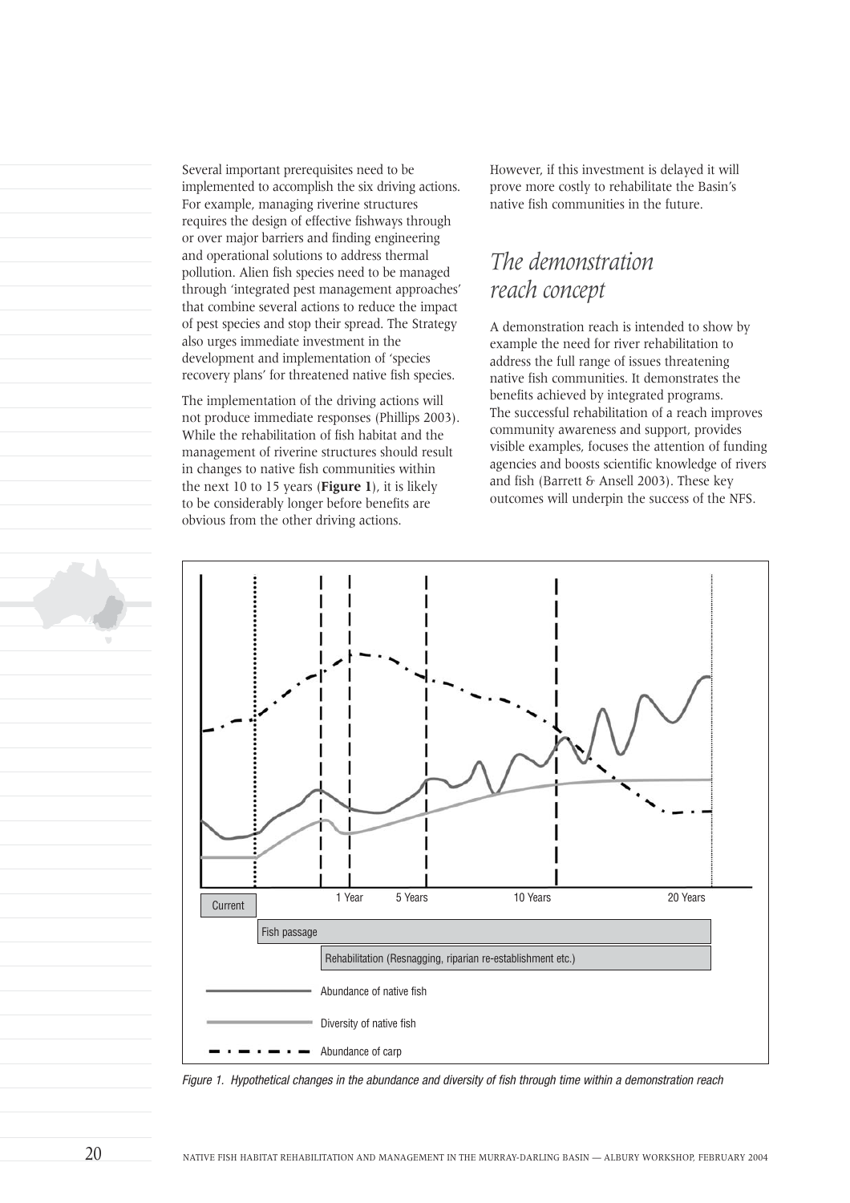Several important prerequisites need to be implemented to accomplish the six driving actions. For example, managing riverine structures requires the design of effective fishways through or over major barriers and finding engineering and operational solutions to address thermal pollution. Alien fish species need to be managed through 'integrated pest management approaches' that combine several actions to reduce the impact of pest species and stop their spread. The Strategy also urges immediate investment in the development and implementation of 'species recovery plans' for threatened native fish species.

The implementation of the driving actions will not produce immediate responses (Phillips 2003). While the rehabilitation of fish habitat and the management of riverine structures should result in changes to native fish communities within the next 10 to 15 years (**Figure 1**), it is likely to be considerably longer before benefits are obvious from the other driving actions.

However, if this investment is delayed it will prove more costly to rehabilitate the Basin's native fish communities in the future.

## *The demonstration reach concept*

A demonstration reach is intended to show by example the need for river rehabilitation to address the full range of issues threatening native fish communities. It demonstrates the benefits achieved by integrated programs. The successful rehabilitation of a reach improves community awareness and support, provides visible examples, focuses the attention of funding agencies and boosts scientific knowledge of rivers and fish (Barrett & Ansell 2003). These key outcomes will underpin the success of the NFS.

*Figure 1. Hypothetical changes in the abundance and diversity of fish through time within a demonstration reach*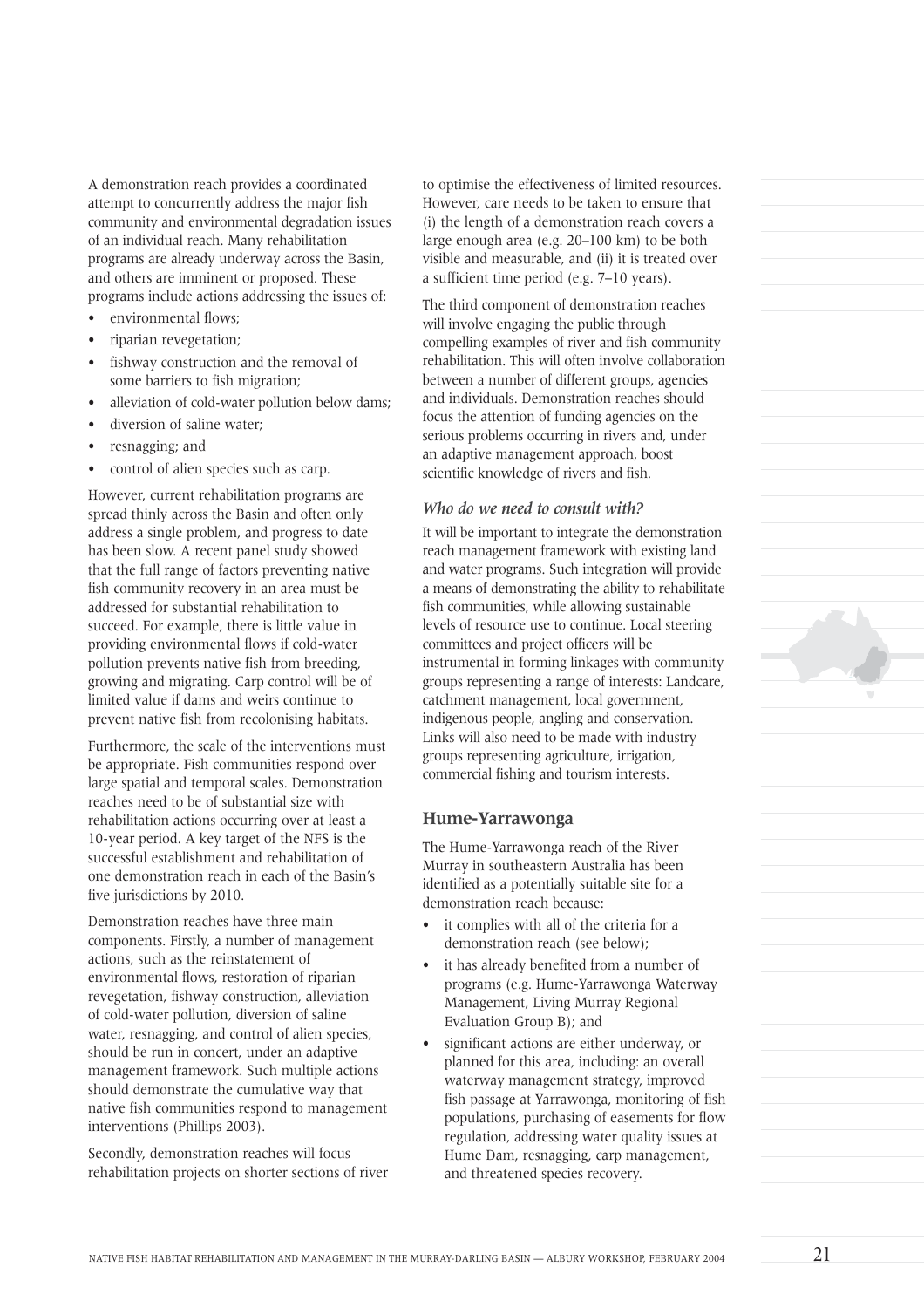A demonstration reach provides a coordinated attempt to concurrently address the major fish community and environmental degradation issues of an individual reach. Many rehabilitation programs are already underway across the Basin, and others are imminent or proposed. These programs include actions addressing the issues of:

- environmental flows;
- riparian revegetation;
- fishway construction and the removal of some barriers to fish migration;
- alleviation of cold-water pollution below dams;
- diversion of saline water;
- resnagging; and
- control of alien species such as carp.

However, current rehabilitation programs are spread thinly across the Basin and often only address a single problem, and progress to date has been slow. A recent panel study showed that the full range of factors preventing native fish community recovery in an area must be addressed for substantial rehabilitation to succeed. For example, there is little value in providing environmental flows if cold-water pollution prevents native fish from breeding, growing and migrating. Carp control will be of limited value if dams and weirs continue to prevent native fish from recolonising habitats.

Furthermore, the scale of the interventions must be appropriate. Fish communities respond over large spatial and temporal scales. Demonstration reaches need to be of substantial size with rehabilitation actions occurring over at least a 10-year period. A key target of the NFS is the successful establishment and rehabilitation of one demonstration reach in each of the Basin's five jurisdictions by 2010.

Demonstration reaches have three main components. Firstly, a number of management actions, such as the reinstatement of environmental flows, restoration of riparian revegetation, fishway construction, alleviation of cold-water pollution, diversion of saline water, resnagging, and control of alien species, should be run in concert, under an adaptive management framework. Such multiple actions should demonstrate the cumulative way that native fish communities respond to management interventions (Phillips 2003).

Secondly, demonstration reaches will focus rehabilitation projects on shorter sections of river to optimise the effectiveness of limited resources. However, care needs to be taken to ensure that (i) the length of a demonstration reach covers a large enough area (e.g. 20–100 km) to be both visible and measurable, and (ii) it is treated over a sufficient time period (e.g. 7–10 years).

The third component of demonstration reaches will involve engaging the public through compelling examples of river and fish community rehabilitation. This will often involve collaboration between a number of different groups, agencies and individuals. Demonstration reaches should focus the attention of funding agencies on the serious problems occurring in rivers and, under an adaptive management approach, boost scientific knowledge of rivers and fish.

### *Who do we need to consult with?*

It will be important to integrate the demonstration reach management framework with existing land and water programs. Such integration will provide a means of demonstrating the ability to rehabilitate fish communities, while allowing sustainable levels of resource use to continue. Local steering committees and project officers will be instrumental in forming linkages with community groups representing a range of interests: Landcare, catchment management, local government, indigenous people, angling and conservation. Links will also need to be made with industry groups representing agriculture, irrigation, commercial fishing and tourism interests.

## Hume-Yarrawonga

The Hume-Yarrawonga reach of the River Murray in southeastern Australia has been identified as a potentially suitable site for a demonstration reach because:

- it complies with all of the criteria for a demonstration reach (see below);
- it has already benefited from a number of programs (e.g. Hume-Yarrawonga Waterway Management, Living Murray Regional Evaluation Group B); and
- significant actions are either underway, or planned for this area, including: an overall waterway management strategy, improved fish passage at Yarrawonga, monitoring of fish populations, purchasing of easements for flow regulation, addressing water quality issues at Hume Dam, resnagging, carp management, and threatened species recovery.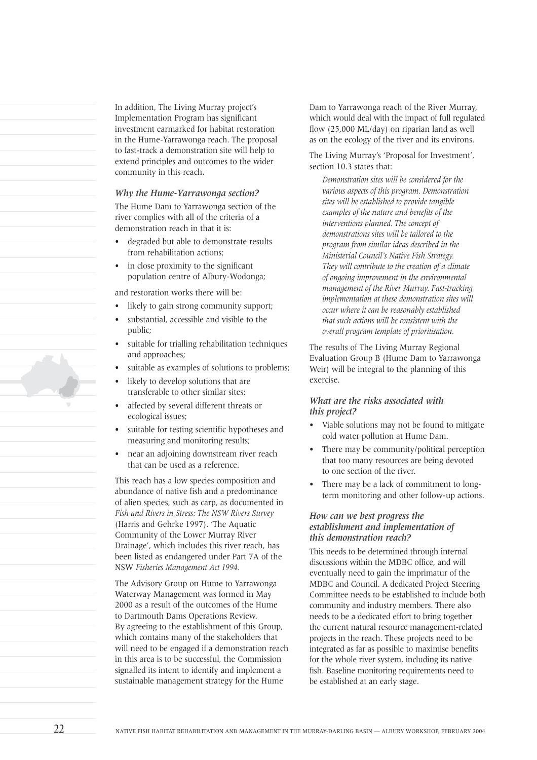In addition, The Living Murray project's Implementation Program has significant investment earmarked for habitat restoration in the Hume-Yarrawonga reach. The proposal to fast-track a demonstration site will help to extend principles and outcomes to the wider community in this reach.

### *Why the Hume-Yarrawonga section?*

The Hume Dam to Yarrawonga section of the river complies with all of the criteria of a demonstration reach in that it is:

- degraded but able to demonstrate results from rehabilitation actions;
- in close proximity to the significant population centre of Albury-Wodonga;

and restoration works there will be:

- likely to gain strong community support;
- substantial, accessible and visible to the public;
- suitable for trialling rehabilitation techniques and approaches;
- suitable as examples of solutions to problems;
- likely to develop solutions that are transferable to other similar sites;
- affected by several different threats or ecological issues;
- suitable for testing scientific hypotheses and measuring and monitoring results;
- near an adjoining downstream river reach that can be used as a reference.

This reach has a low species composition and abundance of native fish and a predominance of alien species, such as carp, as documented in *Fish and Rivers in Stress: The NSW Rivers Survey* (Harris and Gehrke 1997). 'The Aquatic Community of the Lower Murray River Drainage', which includes this river reach, has been listed as endangered under Part 7A of the NSW *Fisheries Management Act 1994.*

The Advisory Group on Hume to Yarrawonga Waterway Management was formed in May 2000 as a result of the outcomes of the Hume to Dartmouth Dams Operations Review. By agreeing to the establishment of this Group, which contains many of the stakeholders that will need to be engaged if a demonstration reach in this area is to be successful, the Commission signalled its intent to identify and implement a sustainable management strategy for the Hume Dam to Yarrawonga reach of the River Murray, which would deal with the impact of full regulated flow (25,000 ML/day) on riparian land as well as on the ecology of the river and its environs.

The Living Murray's 'Proposal for Investment', section 10.3 states that:

> *Demonstration sites will be considered for the various aspects of this program. Demonstration sites will be established to provide tangible examples of the nature and benefits of the interventions planned. The concept of demonstrations sites will be tailored to the program from similar ideas described in the Ministerial Council's Native Fish Strategy. They will contribute to the creation of a climate of ongoing improvement in the environmental management of the River Murray. Fast-tracking implementation at these demonstration sites will occur where it can be reasonably established that such actions will be consistent with the overall program template of prioritisation.*

The results of The Living Murray Regional Evaluation Group B (Hume Dam to Yarrawonga Weir) will be integral to the planning of this exercise.

### *What are the risks associated with this project?*

- Viable solutions may not be found to mitigate cold water pollution at Hume Dam.
- There may be community/political perception that too many resources are being devoted to one section of the river.
- There may be a lack of commitment to long-term monitoring and other follow-up actions.

### *How can we best progress the establishment and implementation of this demonstration reach?*

This needs to be determined through internal discussions within the MDBC office, and will eventually need to gain the imprimatur of the MDBC and Council. A dedicated Project Steering Committee needs to be established to include both community and industry members. There also needs to be a dedicated effort to bring together the current natural resource management-related projects in the reach. These projects need to be integrated as far as possible to maximise benefits for the whole river system, including its native fish. Baseline monitoring requirements need to be established at an early stage.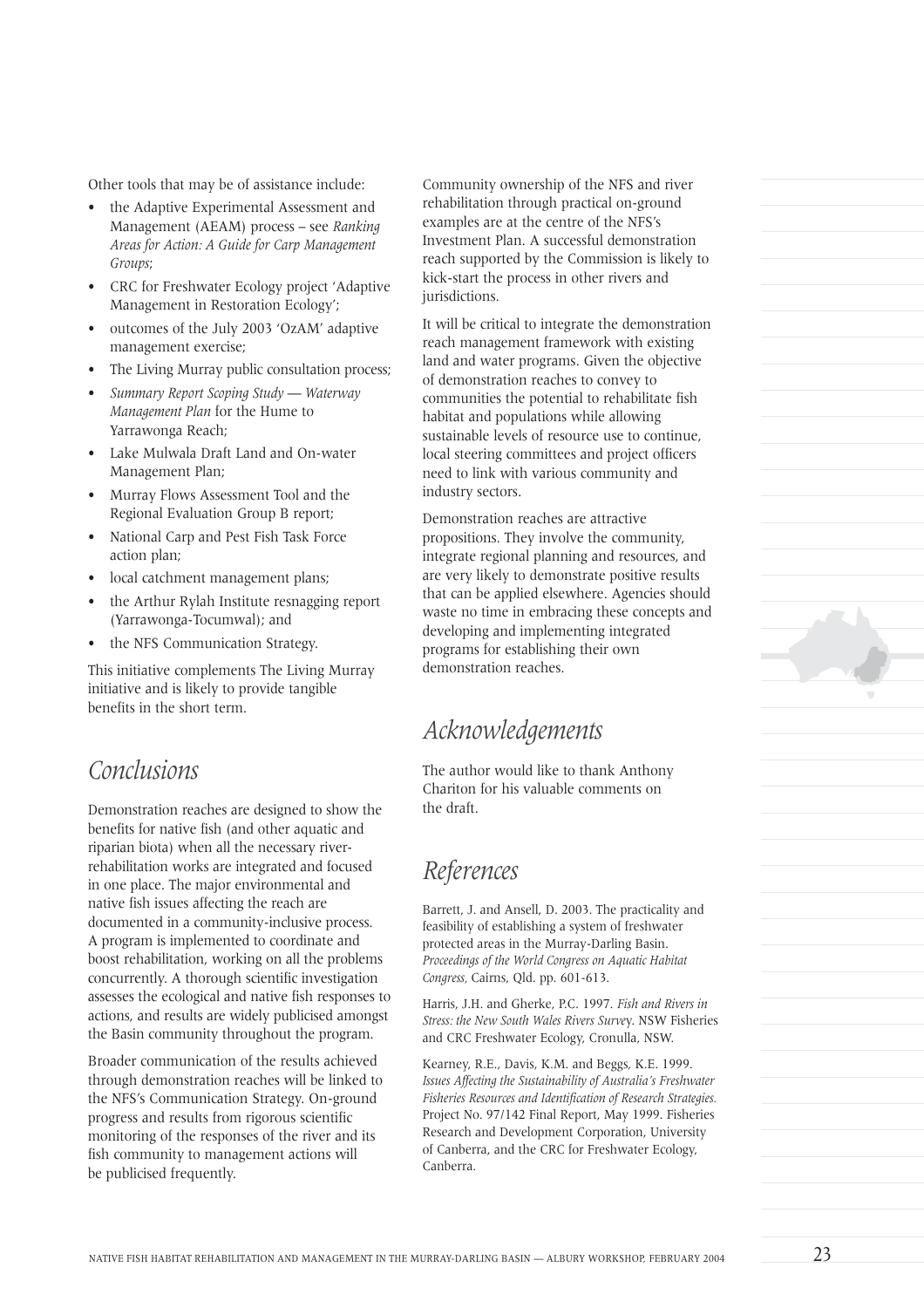Other tools that may be of assistance include:

- the Adaptive Experimental Assessment and Management (AEAM) process – see *Ranking Areas for Action: A Guide for Carp Management Groups*;
- CRC for Freshwater Ecology project 'Adaptive Management in Restoration Ecology';
- outcomes of the July 2003 'OzAM' adaptive management exercise;
- The Living Murray public consultation process;
- *Summary Report Scoping Study — Waterway Management Plan* for the Hume to Yarrawonga Reach;
- Lake Mulwala Draft Land and On-water Management Plan;
- Murray Flows Assessment Tool and the Regional Evaluation Group B report;
- National Carp and Pest Fish Task Force action plan;
- local catchment management plans;
- the Arthur Rylah Institute resnagging report (Yarrawonga-Tocumwal); and
- the NFS Communication Strategy.

This initiative complements The Living Murray initiative and is likely to provide tangible benefits in the short term.

## Conclusions

Demonstration reaches are designed to show the benefits for native fish (and other aquatic and riparian biota) when all the necessary river-rehabilitation works are integrated and focused in one place. The major environmental and native fish issues affecting the reach are documented in a community-inclusive process. A program is implemented to coordinate and boost rehabilitation, working on all the problems concurrently. A thorough scientific investigation assesses the ecological and native fish responses to actions, and results are widely publicised amongst the Basin community throughout the program.

Broader communication of the results achieved through demonstration reaches will be linked to the NFS's Communication Strategy. On-ground progress and results from rigorous scientific monitoring of the responses of the river and its fish community to management actions will be publicised frequently.

Community ownership of the NFS and river rehabilitation through practical on-ground examples are at the centre of the NFS's Investment Plan. A successful demonstration reach supported by the Commission is likely to kick-start the process in other rivers and jurisdictions.

It will be critical to integrate the demonstration reach management framework with existing land and water programs. Given the objective of demonstration reaches to convey to communities the potential to rehabilitate fish habitat and populations while allowing sustainable levels of resource use to continue, local steering committees and project officers need to link with various community and industry sectors.

Demonstration reaches are attractive propositions. They involve the community, integrate regional planning and resources, and are very likely to demonstrate positive results that can be applied elsewhere. Agencies should waste no time in embracing these concepts and developing and implementing integrated programs for establishing their own demonstration reaches.

## Acknowledgements

The author would like to thank Anthony Chariton for his valuable comments on the draft.

## References

Barrett, J. and Ansell, D. 2003. The practicality and feasibility of establishing a system of freshwater protected areas in the Murray-Darling Basin. *Proceedings of the World Congress on Aquatic Habitat Congress,* Cairns, Qld. pp. 601-613.

Harris, J.H. and Gherke, P.C. 1997. *Fish and Rivers in Stress: the New South Wales Rivers Survey*. NSW Fisheries and CRC Freshwater Ecology, Cronulla, NSW.

Kearney, R.E., Davis, K.M. and Beggs, K.E. 1999. *Issues Affecting the Sustainability of Australia's Freshwater Fisheries Resources and Identification of Research Strategies.* Project No. 97/142 Final Report, May 1999. Fisheries Research and Development Corporation, University of Canberra, and the CRC for Freshwater Ecology, Canberra.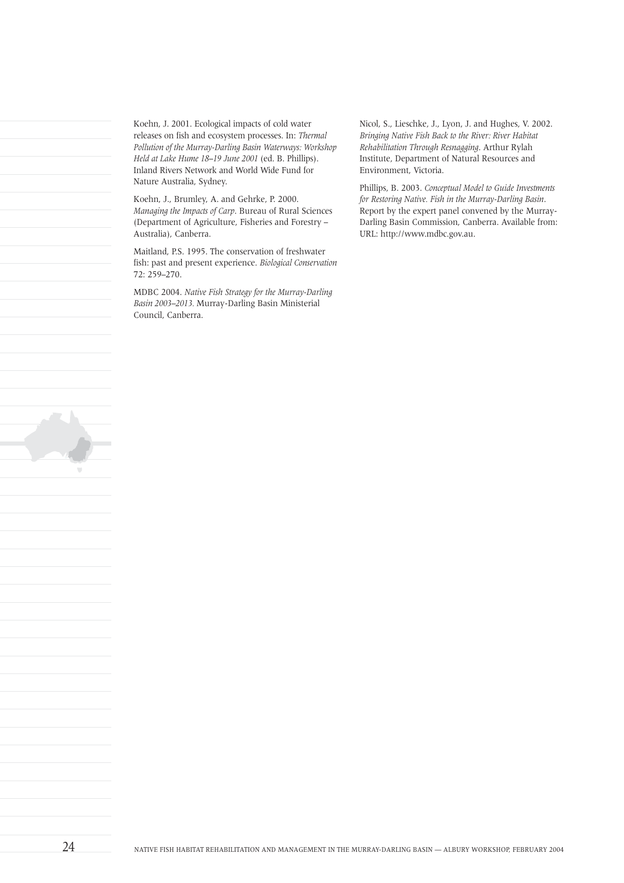Koehn, J. 2001. Ecological impacts of cold water releases on fish and ecosystem processes. In: *Thermal Pollution of the Murray-Darling Basin Waterways: Workshop Held at Lake Hume 18–19 June 2001* (ed. B. Phillips). Inland Rivers Network and World Wide Fund for Nature Australia, Sydney.

Koehn, J., Brumley, A. and Gehrke, P. 2000. *Managing the Impacts of Carp*. Bureau of Rural Sciences (Department of Agriculture, Fisheries and Forestry – Australia), Canberra.

Maitland, P.S. 1995. The conservation of freshwater fish: past and present experience. *Biological Conservation* 72: 259–270.

MDBC 2004. *Native Fish Strategy for the Murray-Darling Basin 2003–2013.* Murray-Darling Basin Ministerial Council, Canberra.

Nicol, S., Lieschke, J., Lyon, J. and Hughes, V. 2002. *Bringing Native Fish Back to the River: River Habitat Rehabilitation Through Resnagging*. Arthur Rylah Institute, Department of Natural Resources and Environment, Victoria.

Phillips, B. 2003. *Conceptual Model to Guide Investments for Restoring Native. Fish in the Murray-Darling Basin*. Report by the expert panel convened by the Murray-Darling Basin Commission, Canberra. Available from: URL: http://www.mdbc.gov.au.